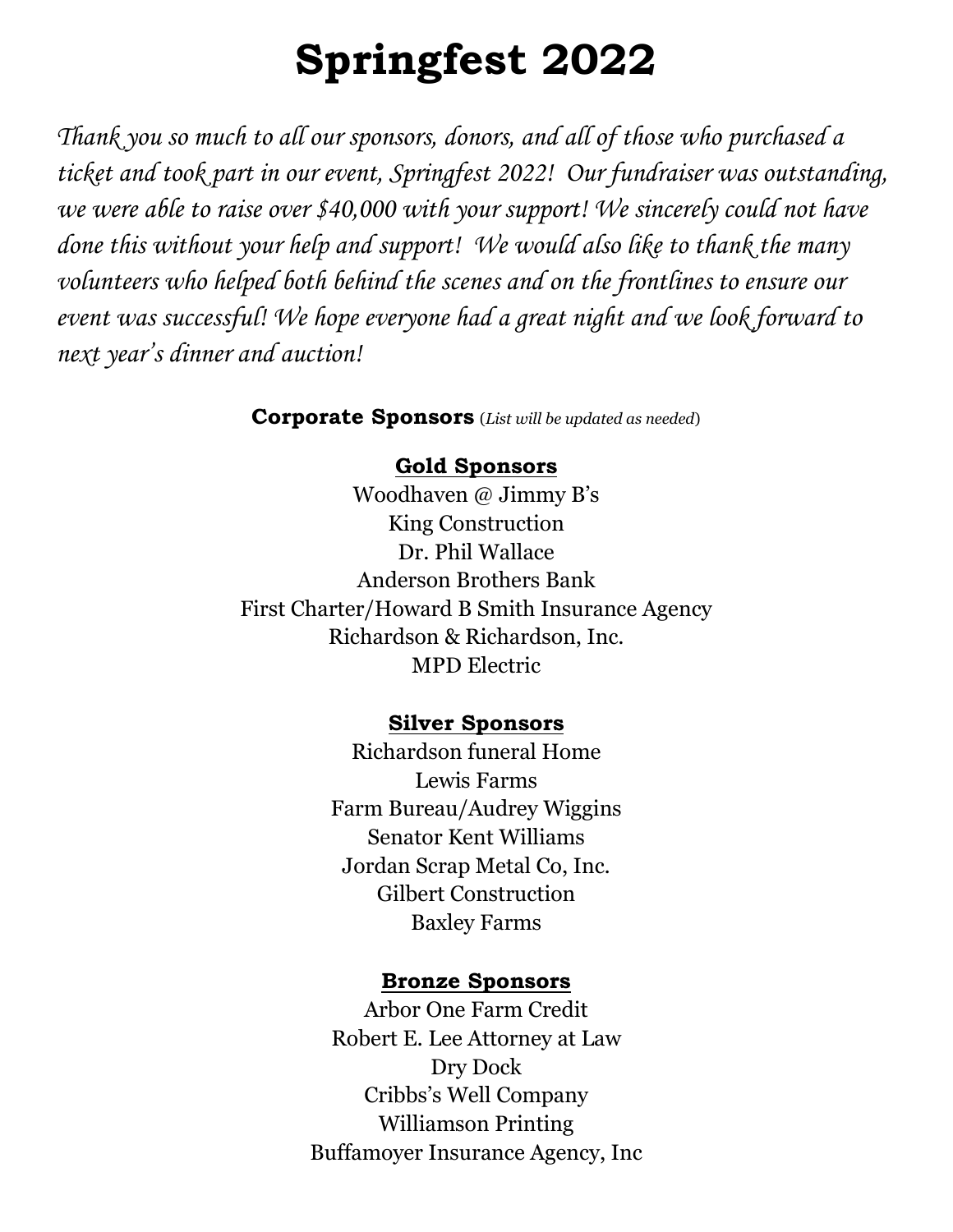# Springfest 2022

*Thank you so much to all our sponsors, donors, and all of those who purchased a ticket and took part in our event, Springfest 2022! Our fundraiser was outstanding, we were able to raise over $40,000 with your support! We sincerely could not have done this without your help and support! We would also like to thank the many volunteers who helped both behind the scenes and on the frontlines to ensure our event was successful! We hope everyone had a great night and we look forward to next year's dinner and auction!*

**Corporate Sponsors** (*List will be updated as needed*)

## Gold Sponsors

Woodhaven @ Jimmy B's
King Construction
Dr. Phil Wallace
Anderson Brothers Bank
First Charter/Howard B Smith Insurance Agency
Richardson & Richardson, Inc.
MPD Electric

## Silver Sponsors

Richardson funeral Home
Lewis Farms
Farm Bureau/Audrey Wiggins
Senator Kent Williams
Jordan Scrap Metal Co, Inc.
Gilbert Construction
Baxley Farms

## Bronze Sponsors

Arbor One Farm Credit
Robert E. Lee Attorney at Law
Dry Dock
Cribbs's Well Company
Williamson Printing
Buffamoyer Insurance Agency, Inc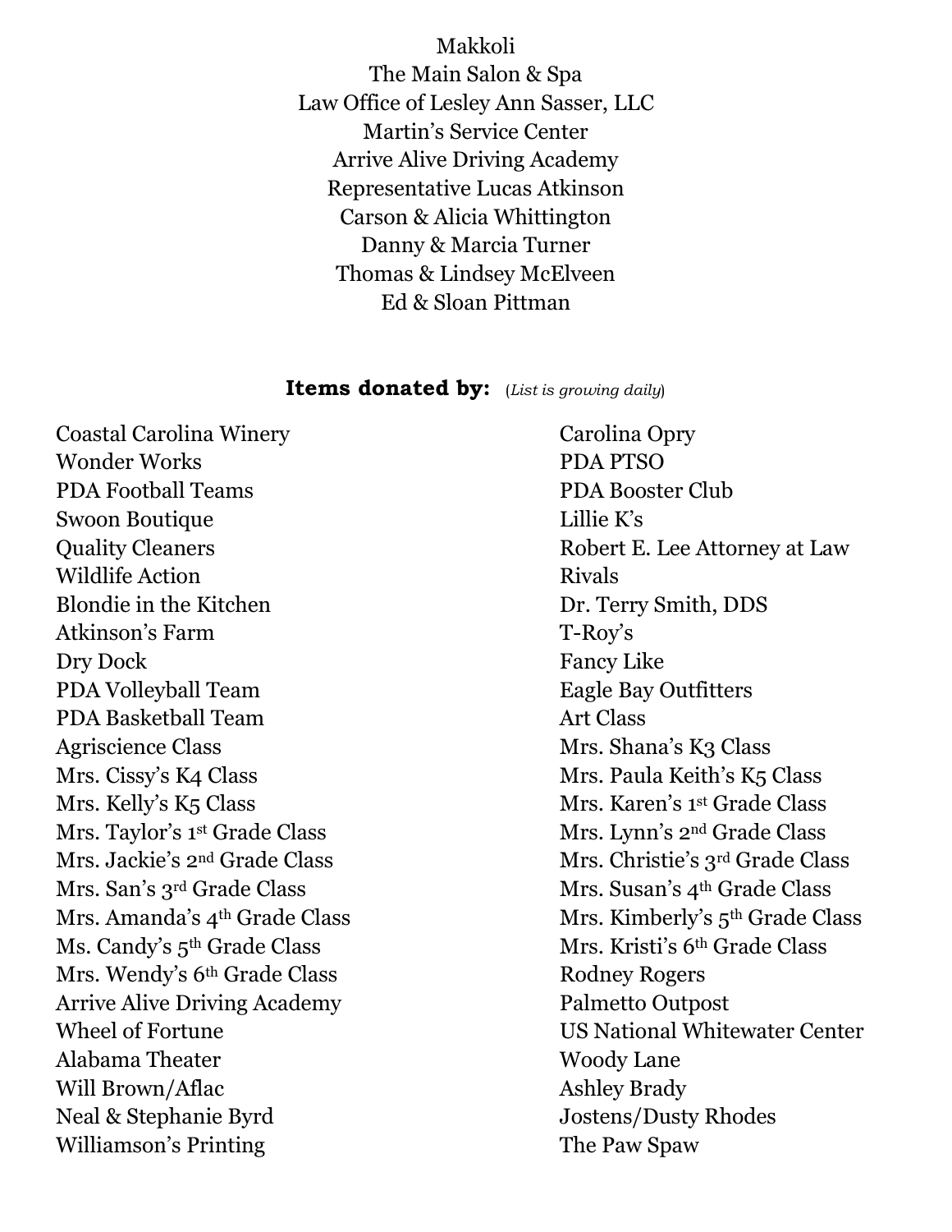Makkoli
The Main Salon & Spa
Law Office of Lesley Ann Sasser, LLC
Martin's Service Center
Arrive Alive Driving Academy
Representative Lucas Atkinson
Carson & Alicia Whittington
Danny & Marcia Turner
Thomas & Lindsey McElveen
Ed & Sloan Pittman

**Items donated by:** (*List is growing daily*)

Coastal Carolina Winery
Wonder Works
PDA Football Teams
Swoon Boutique
Quality Cleaners
Wildlife Action
Blondie in the Kitchen
Atkinson's Farm
Dry Dock
PDA Volleyball Team
PDA Basketball Team
Agriscience Class
Mrs. Cissy's K4 Class
Mrs. Kelly's K5 Class
Mrs. Taylor's 1st Grade Class
Mrs. Jackie's 2nd Grade Class
Mrs. San's 3rd Grade Class
Mrs. Amanda's 4th Grade Class
Ms. Candy's 5th Grade Class
Mrs. Wendy's 6th Grade Class
Arrive Alive Driving Academy
Wheel of Fortune
Alabama Theater
Will Brown/Aflac
Neal & Stephanie Byrd
Williamson's Printing
Carolina Opry
PDA PTSO
PDA Booster Club
Lillie K's
Robert E. Lee Attorney at Law
Rivals
Dr. Terry Smith, DDS
T-Roy's
Fancy Like
Eagle Bay Outfitters
Art Class
Mrs. Shana's K3 Class
Mrs. Paula Keith's K5 Class
Mrs. Karen's 1st Grade Class
Mrs. Lynn's 2nd Grade Class
Mrs. Christie's 3rd Grade Class
Mrs. Susan's 4th Grade Class
Mrs. Kimberly's 5th Grade Class
Mrs. Kristi's 6th Grade Class
Rodney Rogers
Palmetto Outpost
US National Whitewater Center
Woody Lane
Ashley Brady
Jostens/Dusty Rhodes
The Paw Spaw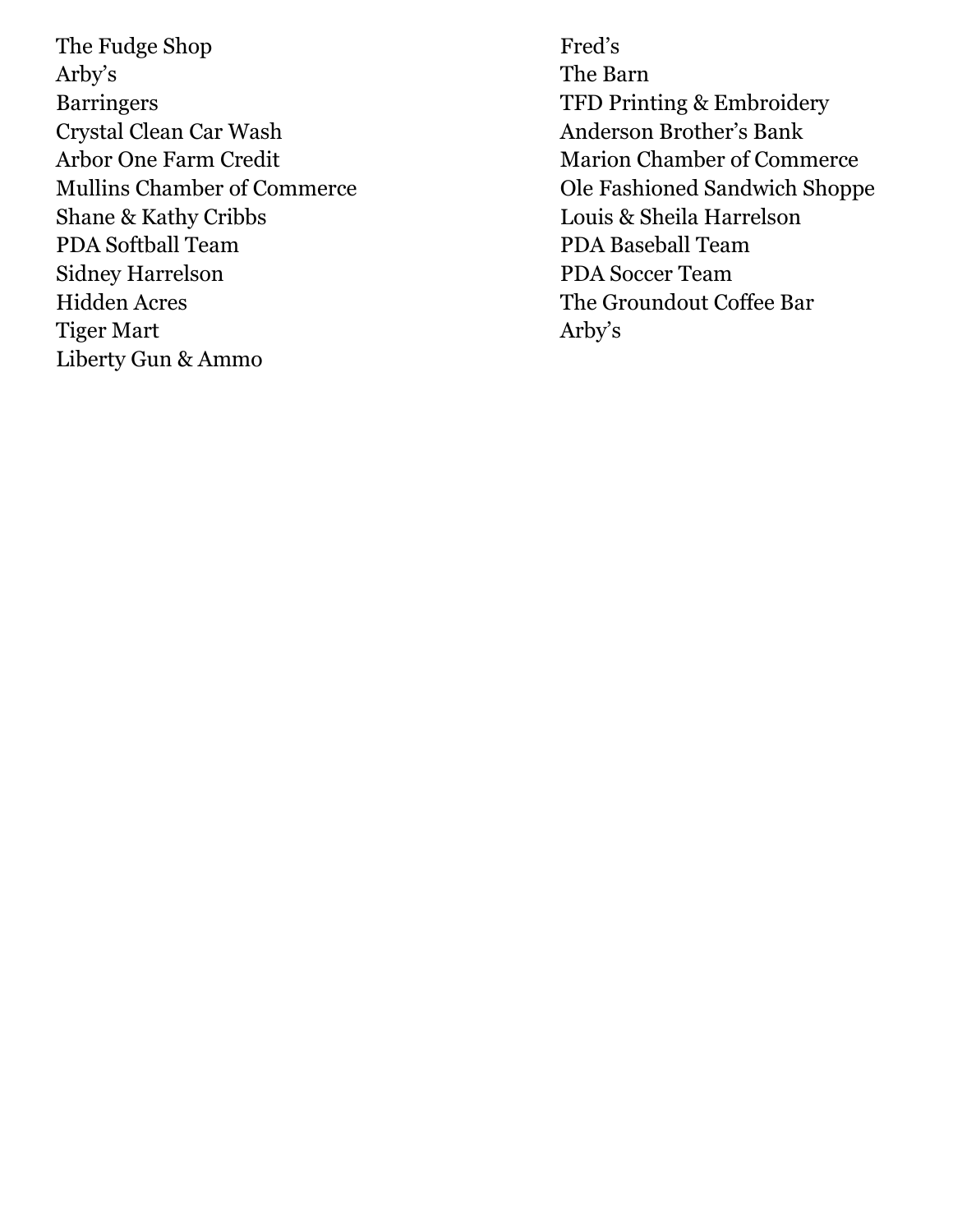The Fudge Shop
Arby's
Barringers
Crystal Clean Car Wash
Arbor One Farm Credit
Mullins Chamber of Commerce
Shane & Kathy Cribbs
PDA Softball Team
Sidney Harrelson
Hidden Acres
Tiger Mart
Liberty Gun & Ammo

Fred's
The Barn
TFD Printing & Embroidery
Anderson Brother's Bank
Marion Chamber of Commerce
Ole Fashioned Sandwich Shoppe
Louis & Sheila Harrelson
PDA Baseball Team
PDA Soccer Team
The Groundout Coffee Bar
Arby's